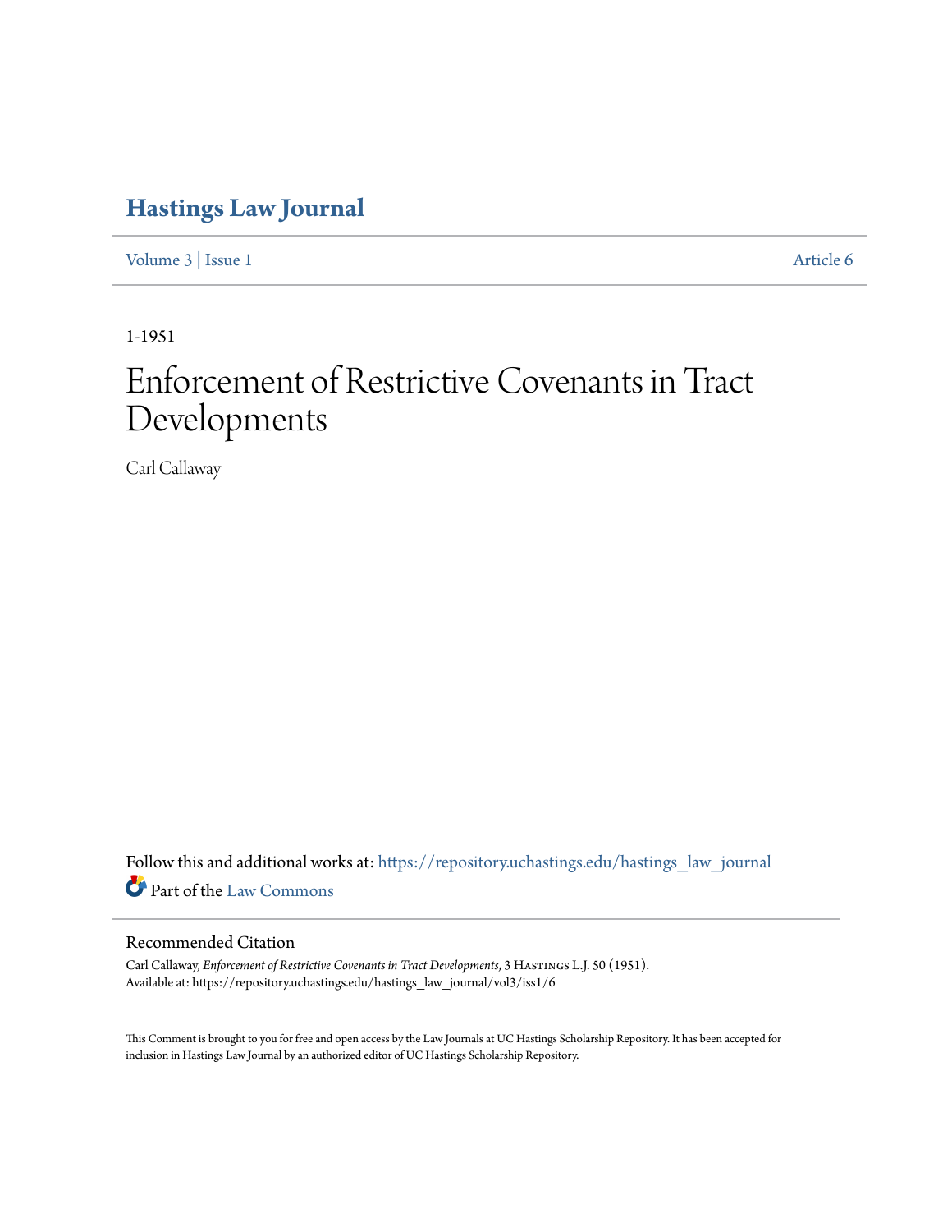# Hastings Law Journal

Volume 3 | Issue 1 Article 6

1-1951

# Enforcement of Restrictive Covenants in Tract Developments

Carl Callaway

Follow this and additional works at: https://repository.uchastings.edu/hastings_law_journal

Part of the Law Commons

## Recommended Citation

Carl Callaway, *Enforcement of Restrictive Covenants in Tract Developments*, 3 Hastings L.J. 50 (1951).
Available at: https://repository.uchastings.edu/hastings_law_journal/vol3/iss1/6

This Comment is brought to you for free and open access by the Law Journals at UC Hastings Scholarship Repository. It has been accepted for inclusion in Hastings Law Journal by an authorized editor of UC Hastings Scholarship Repository.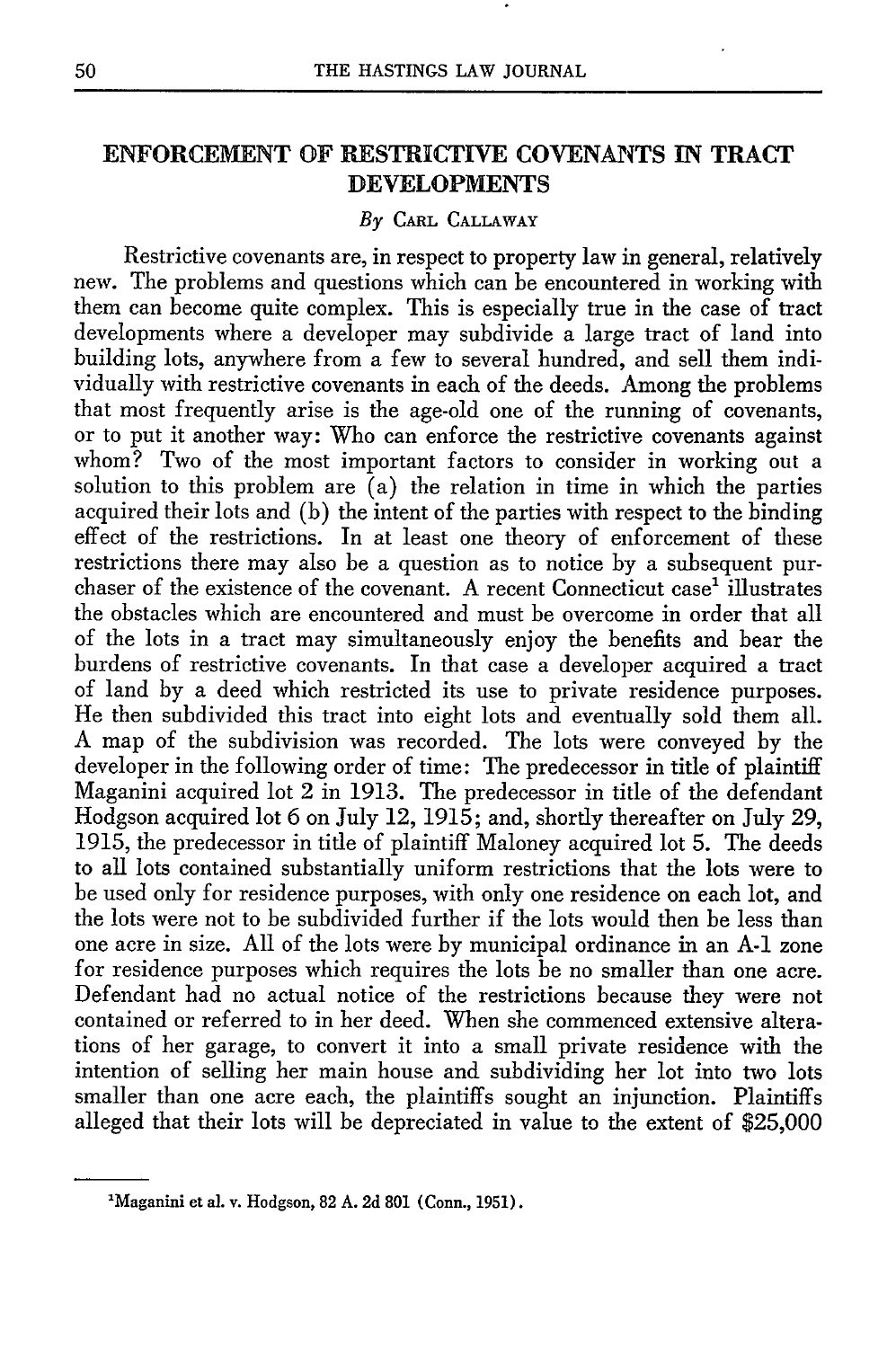## ENFORCEMENT OF RESTRICTIVE COVENANTS IN TRACT DEVELOPMENTS

*By* Carl Callaway

Restrictive covenants are, in respect to property law in general, relatively new. The problems and questions which can be encountered in working with them can become quite complex. This is especially true in the case of tract developments where a developer may subdivide a large tract of land into building lots, anywhere from a few to several hundred, and sell them individually with restrictive covenants in each of the deeds. Among the problems that most frequently arise is the age-old one of the running of covenants, or to put it another way: Who can enforce the restrictive covenants against whom? Two of the most important factors to consider in working out a solution to this problem are (a) the relation in time in which the parties acquired their lots and (b) the intent of the parties with respect to the binding effect of the restrictions. In at least one theory of enforcement of these restrictions there may also be a question as to notice by a subsequent purchaser of the existence of the covenant. A recent Connecticut case[1] illustrates the obstacles which are encountered and must be overcome in order that all of the lots in a tract may simultaneously enjoy the benefits and bear the burdens of restrictive covenants. In that case a developer acquired a tract of land by a deed which restricted its use to private residence purposes. He then subdivided this tract into eight lots and eventually sold them all. A map of the subdivision was recorded. The lots were conveyed by the developer in the following order of time: The predecessor in title of plaintiff Maganini acquired lot 2 in 1913. The predecessor in title of the defendant Hodgson acquired lot 6 on July 12, 1915; and, shortly thereafter on July 29, 1915, the predecessor in title of plaintiff Maloney acquired lot 5. The deeds to all lots contained substantially uniform restrictions that the lots were to be used only for residence purposes, with only one residence on each lot, and the lots were not to be subdivided further if the lots would then be less than one acre in size. All of the lots were by municipal ordinance in an A-1 zone for residence purposes which requires the lots be no smaller than one acre. Defendant had no actual notice of the restrictions because they were not contained or referred to in her deed. When she commenced extensive alterations of her garage, to convert it into a small private residence with the intention of selling her main house and subdividing her lot into two lots smaller than one acre each, the plaintiffs sought an injunction. Plaintiffs alleged that their lots will be depreciated in value to the extent of $25,000

---

[1] Maganini et al. v. Hodgson, 82 A. 2d 801 (Conn., 1951).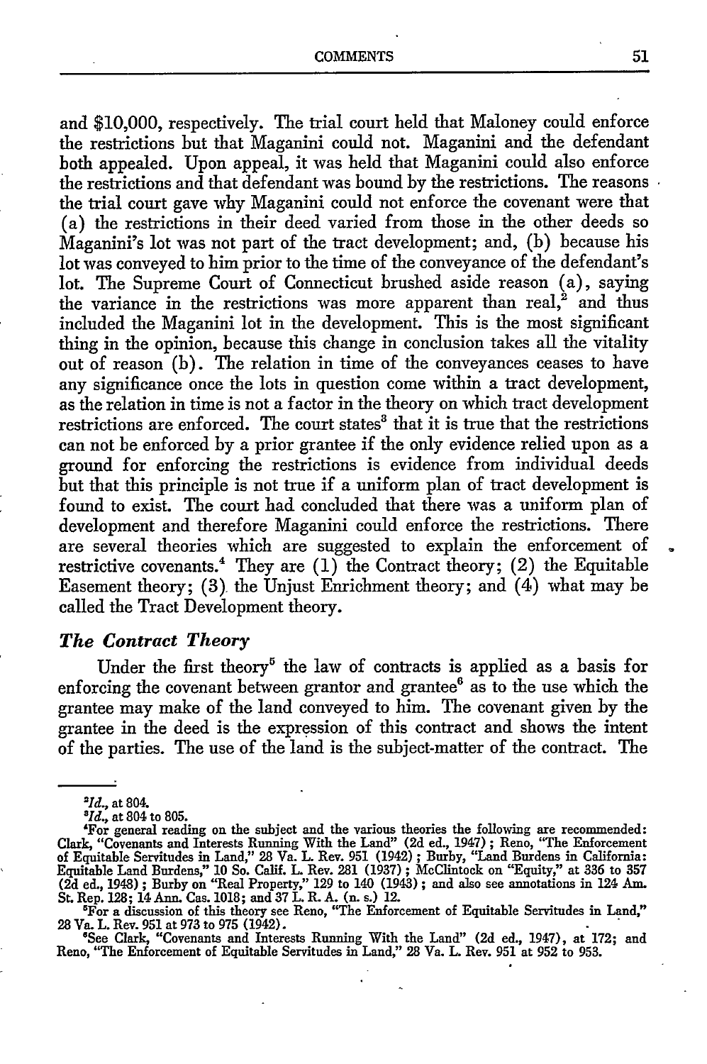and $10,000, respectively. The trial court held that Maloney could enforce the restrictions but that Maganini could not. Maganini and the defendant both appealed. Upon appeal, it was held that Maganini could also enforce the restrictions and that defendant was bound by the restrictions. The reasons the trial court gave why Maganini could not enforce the covenant were that (a) the restrictions in their deed varied from those in the other deeds so Maganini's lot was not part of the tract development; and, (b) because his lot was conveyed to him prior to the time of the conveyance of the defendant's lot. The Supreme Court of Connecticut brushed aside reason (a), saying the variance in the restrictions was more apparent than real,[2] and thus included the Maganini lot in the development. This is the most significant thing in the opinion, because this change in conclusion takes all the vitality out of reason (b). The relation in time of the conveyances ceases to have any significance once the lots in question come within a tract development, as the relation in time is not a factor in the theory on which tract development restrictions are enforced. The court states[3] that it is true that the restrictions can not be enforced by a prior grantee if the only evidence relied upon as a ground for enforcing the restrictions is evidence from individual deeds but that this principle is not true if a uniform plan of tract development is found to exist. The court had concluded that there was a uniform plan of development and therefore Maganini could enforce the restrictions. There are several theories which are suggested to explain the enforcement of restrictive covenants.[4] They are (1) the Contract theory; (2) the Equitable Easement theory; (3) the Unjust Enrichment theory; and (4) what may be called the Tract Development theory.

### *The Contract Theory*

Under the first theory[5] the law of contracts is applied as a basis for enforcing the covenant between grantor and grantee[6] as to the use which the grantee may make of the land conveyed to him. The covenant given by the grantee in the deed is the expression of this contract and shows the intent of the parties. The use of the land is the subject-matter of the contract. The

---

[2] *Id.*, at 804.

[3] *Id.*, at 804 to 805.

[4] For general reading on the subject and the various theories the following are recommended: Clark, "Covenants and Interests Running With the Land" (2d ed., 1947); Reno, "The Enforcement of Equitable Servitudes in Land," 28 Va. L. Rev. 951 (1942); Burby, "Land Burdens in California: Equitable Land Burdens," 10 So. Calif. L. Rev. 281 (1937); McClintock on "Equity," at 336 to 357 (2d ed., 1948); Burby on "Real Property," 129 to 140 (1943); and also see annotations in 124 Am. St. Rep. 128; 14 Ann. Cas. 1018; and 37 L. R. A. (n. s.) 12.

[5] For a discussion of this theory see Reno, "The Enforcement of Equitable Servitudes in Land," 28 Va. L. Rev. 951 at 973 to 975 (1942).

[6] See Clark, "Covenants and Interests Running With the Land" (2d ed., 1947), at 172; and Reno, "The Enforcement of Equitable Servitudes in Land," 28 Va. L. Rev. 951 at 952 to 953.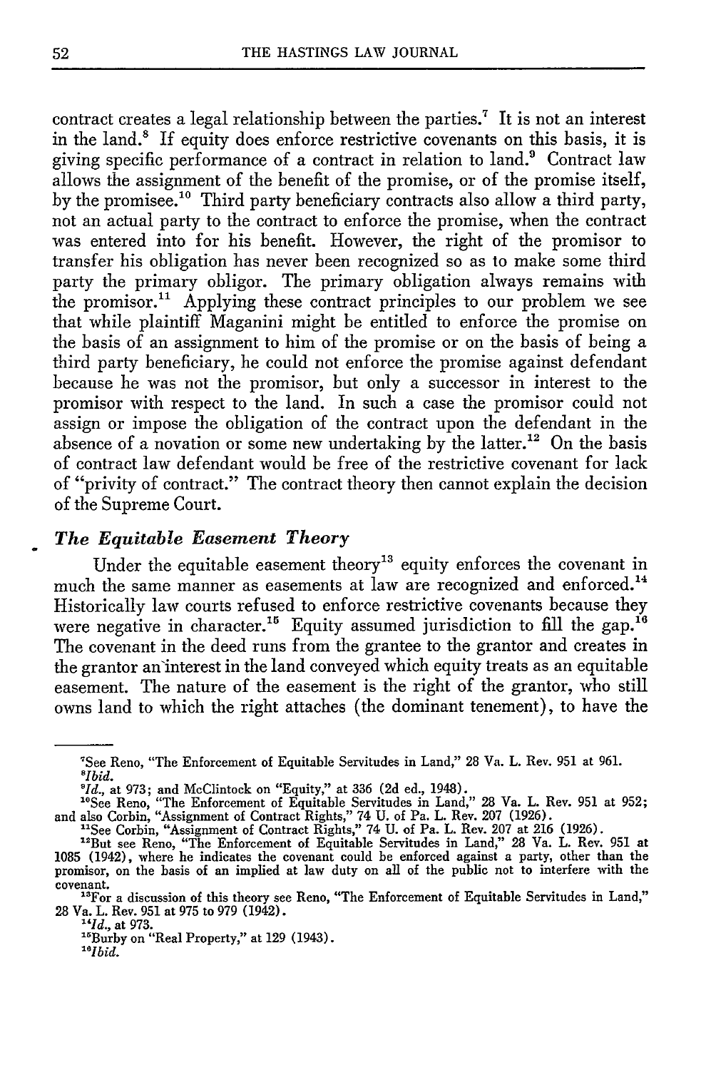contract creates a legal relationship between the parties.[7] It is not an interest in the land.[8] If equity does enforce restrictive covenants on this basis, it is giving specific performance of a contract in relation to land.[9] Contract law allows the assignment of the benefit of the promise, or of the promise itself, by the promisee.[10] Third party beneficiary contracts also allow a third party, not an actual party to the contract to enforce the promise, when the contract was entered into for his benefit. However, the right of the promisor to transfer his obligation has never been recognized so as to make some third party the primary obligor. The primary obligation always remains with the promisor.[11] Applying these contract principles to our problem we see that while plaintiff Maganini might be entitled to enforce the promise on the basis of an assignment to him of the promise or on the basis of being a third party beneficiary, he could not enforce the promise against defendant because he was not the promisor, but only a successor in interest to the promisor with respect to the land. In such a case the promisor could not assign or impose the obligation of the contract upon the defendant in the absence of a novation or some new undertaking by the latter.[12] On the basis of contract law defendant would be free of the restrictive covenant for lack of "privity of contract." The contract theory then cannot explain the decision of the Supreme Court.

### *The Equitable Easement Theory*

Under the equitable easement theory[13] equity enforces the covenant in much the same manner as easements at law are recognized and enforced.[14] Historically law courts refused to enforce restrictive covenants because they were negative in character.[15] Equity assumed jurisdiction to fill the gap.[16] The covenant in the deed runs from the grantee to the grantor and creates in the grantor an interest in the land conveyed which equity treats as an equitable easement. The nature of the easement is the right of the grantor, who still owns land to which the right attaches (the dominant tenement), to have the

---

[7] See Reno, "The Enforcement of Equitable Servitudes in Land," 28 Va. L. Rev. 951 at 961.

[8] *Ibid.*

[9] *Id.*, at 973; and McClintock on "Equity," at 336 (2d ed., 1948).

[10] See Reno, "The Enforcement of Equitable Servitudes in Land," 28 Va. L. Rev. 951 at 952; and also Corbin, "Assignment of Contract Rights," 74 U. of Pa. L. Rev. 207 (1926).

[11] See Corbin, "Assignment of Contract Rights," 74 U. of Pa. L. Rev. 207 at 216 (1926).

[12] But see Reno, "The Enforcement of Equitable Servitudes in Land," 28 Va. L. Rev. 951 at 1085 (1942), where he indicates the covenant could be enforced against a party, other than the promisor, on the basis of an implied at law duty on all of the public not to interfere with the covenant.

[13] For a discussion of this theory see Reno, "The Enforcement of Equitable Servitudes in Land," 28 Va. L. Rev. 951 at 975 to 979 (1942).

[14] *Id.*, at 973.

[15] Burby on "Real Property," at 129 (1943).

[16] *Ibid.*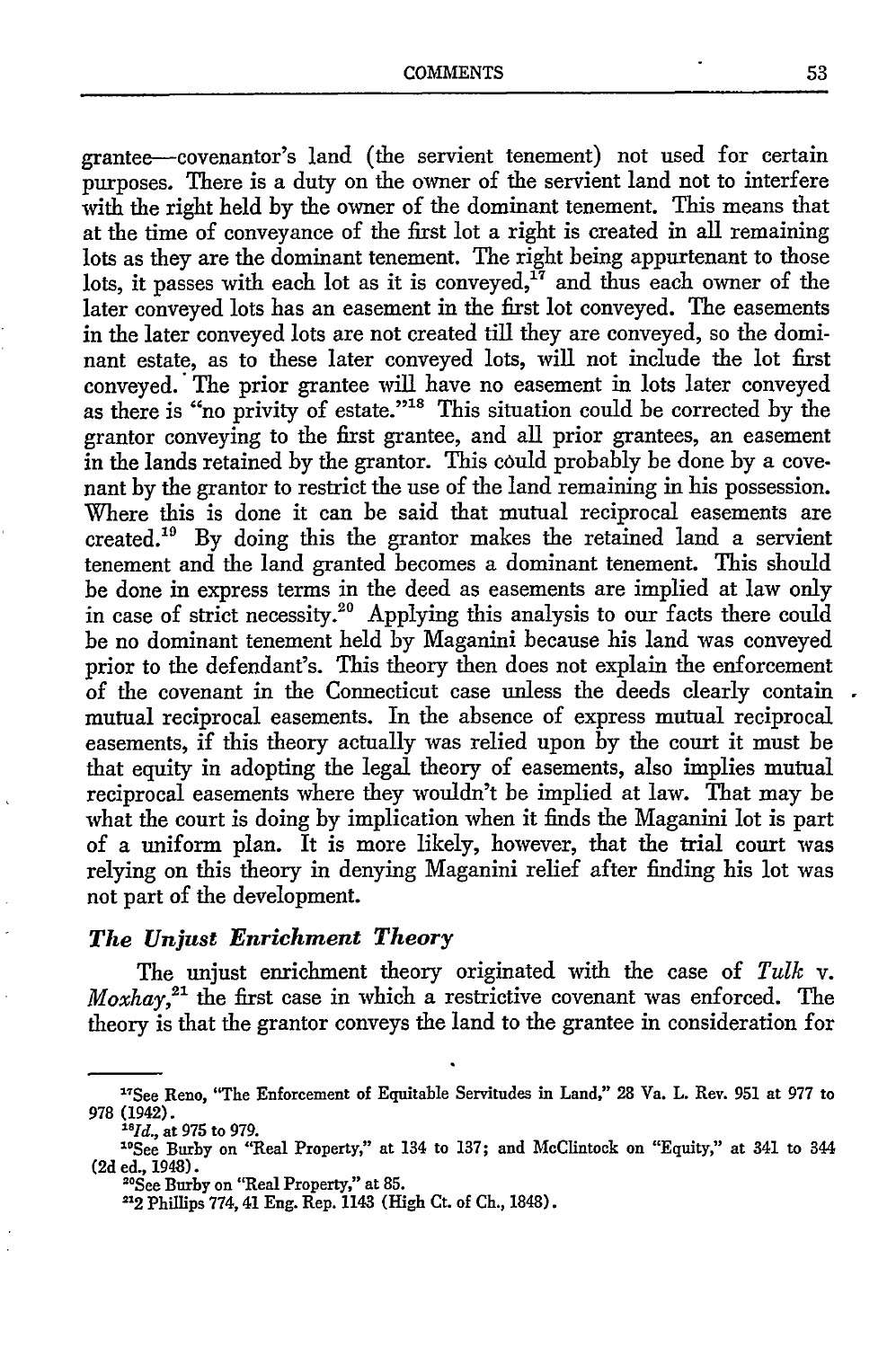grantee—covenantor's land (the servient tenement) not used for certain purposes. There is a duty on the owner of the servient land not to interfere with the right held by the owner of the dominant tenement. This means that at the time of conveyance of the first lot a right is created in all remaining lots as they are the dominant tenement. The right being appurtenant to those lots, it passes with each lot as it is conveyed,[17] and thus each owner of the later conveyed lots has an easement in the first lot conveyed. The easements in the later conveyed lots are not created till they are conveyed, so the dominant estate, as to these later conveyed lots, will not include the lot first conveyed. The prior grantee will have no easement in lots later conveyed as there is "no privity of estate."[18] This situation could be corrected by the grantor conveying to the first grantee, and all prior grantees, an easement in the lands retained by the grantor. This could probably be done by a covenant by the grantor to restrict the use of the land remaining in his possession. Where this is done it can be said that mutual reciprocal easements are created.[19] By doing this the grantor makes the retained land a servient tenement and the land granted becomes a dominant tenement. This should be done in express terms in the deed as easements are implied at law only in case of strict necessity.[20] Applying this analysis to our facts there could be no dominant tenement held by Maganini because his land was conveyed prior to the defendant's. This theory then does not explain the enforcement of the covenant in the Connecticut case unless the deeds clearly contain mutual reciprocal easements. In the absence of express mutual reciprocal easements, if this theory actually was relied upon by the court it must be that equity in adopting the legal theory of easements, also implies mutual reciprocal easements where they wouldn't be implied at law. That may be what the court is doing by implication when it finds the Maganini lot is part of a uniform plan. It is more likely, however, that the trial court was relying on this theory in denying Maganini relief after finding his lot was not part of the development.

### *The Unjust Enrichment Theory*

The unjust enrichment theory originated with the case of *Tulk* v. *Moxhay*,[21] the first case in which a restrictive covenant was enforced. The theory is that the grantor conveys the land to the grantee in consideration for

---

[17] See Reno, "The Enforcement of Equitable Servitudes in Land," 28 Va. L. Rev. 951 at 977 to 978 (1942).

[18] *Id.*, at 975 to 979.

[19] See Burby on "Real Property," at 134 to 137; and McClintock on "Equity," at 341 to 344 (2d ed., 1948).

[20] See Burby on "Real Property," at 85.

[21] 2 Phillips 774, 41 Eng. Rep. 1143 (High Ct. of Ch., 1848).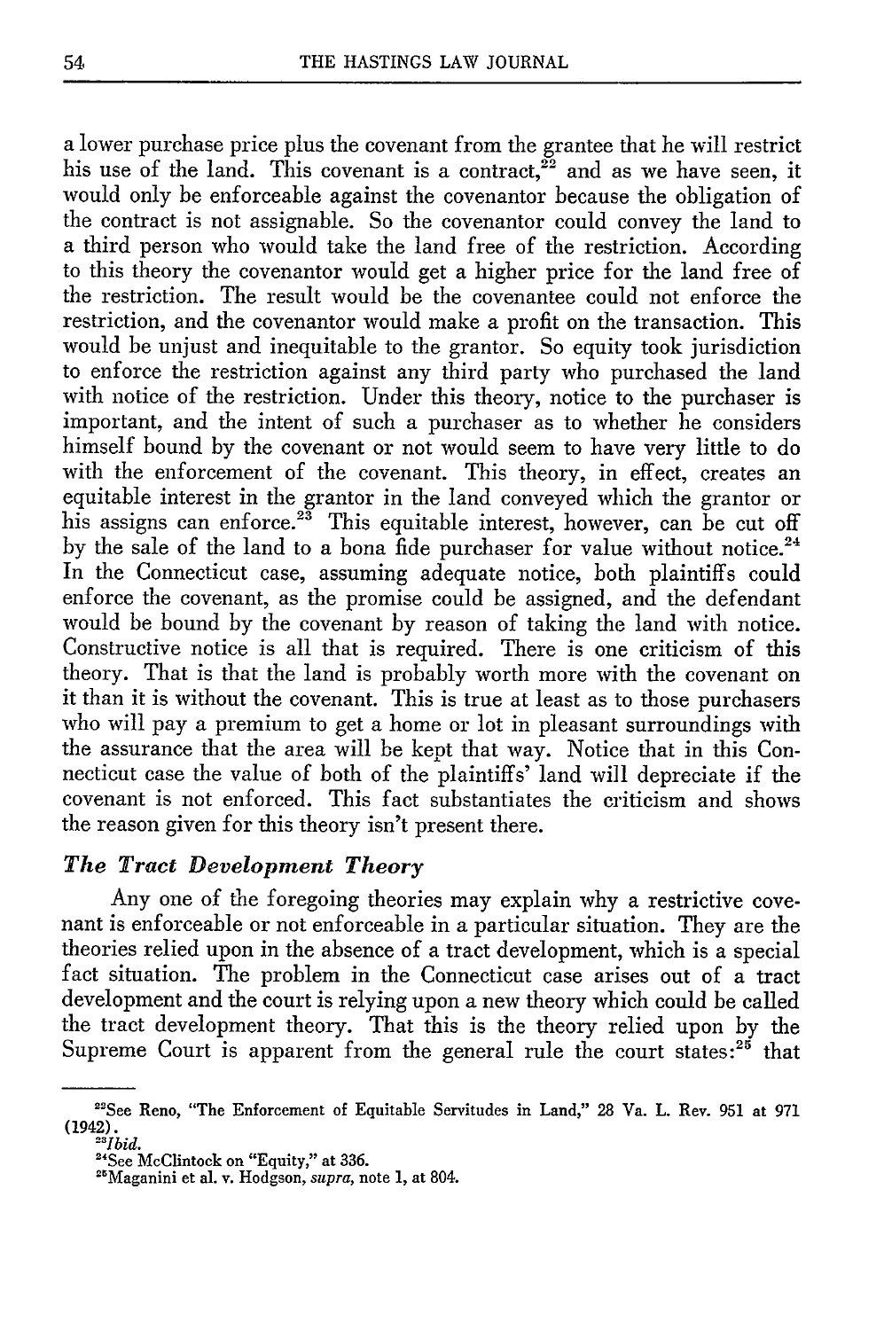a lower purchase price plus the covenant from the grantee that he will restrict his use of the land. This covenant is a contract,[22] and as we have seen, it would only be enforceable against the covenantor because the obligation of the contract is not assignable. So the covenantor could convey the land to a third person who would take the land free of the restriction. According to this theory the covenantor would get a higher price for the land free of the restriction. The result would be the covenantee could not enforce the restriction, and the covenantor would make a profit on the transaction. This would be unjust and inequitable to the grantor. So equity took jurisdiction to enforce the restriction against any third party who purchased the land with notice of the restriction. Under this theory, notice to the purchaser is important, and the intent of such a purchaser as to whether he considers himself bound by the covenant or not would seem to have very little to do with the enforcement of the covenant. This theory, in effect, creates an equitable interest in the grantor in the land conveyed which the grantor or his assigns can enforce.[23] This equitable interest, however, can be cut off by the sale of the land to a bona fide purchaser for value without notice.[24] In the Connecticut case, assuming adequate notice, both plaintiffs could enforce the covenant, as the promise could be assigned, and the defendant would be bound by the covenant by reason of taking the land with notice. Constructive notice is all that is required. There is one criticism of this theory. That is that the land is probably worth more with the covenant on it than it is without the covenant. This is true at least as to those purchasers who will pay a premium to get a home or lot in pleasant surroundings with the assurance that the area will be kept that way. Notice that in this Connecticut case the value of both of the plaintiffs' land will depreciate if the covenant is not enforced. This fact substantiates the criticism and shows the reason given for this theory isn't present there.

### *The Tract Development Theory*

Any one of the foregoing theories may explain why a restrictive covenant is enforceable or not enforceable in a particular situation. They are the theories relied upon in the absence of a tract development, which is a special fact situation. The problem in the Connecticut case arises out of a tract development and the court is relying upon a new theory which could be called the tract development theory. That this is the theory relied upon by the Supreme Court is apparent from the general rule the court states:[25] that

---

[22] See Reno, "The Enforcement of Equitable Servitudes in Land," 28 Va. L. Rev. 951 at 971 (1942).

[23] *Ibid.*

[24] See McClintock on "Equity," at 336.

[25] Maganini et al. v. Hodgson, *supra*, note 1, at 804.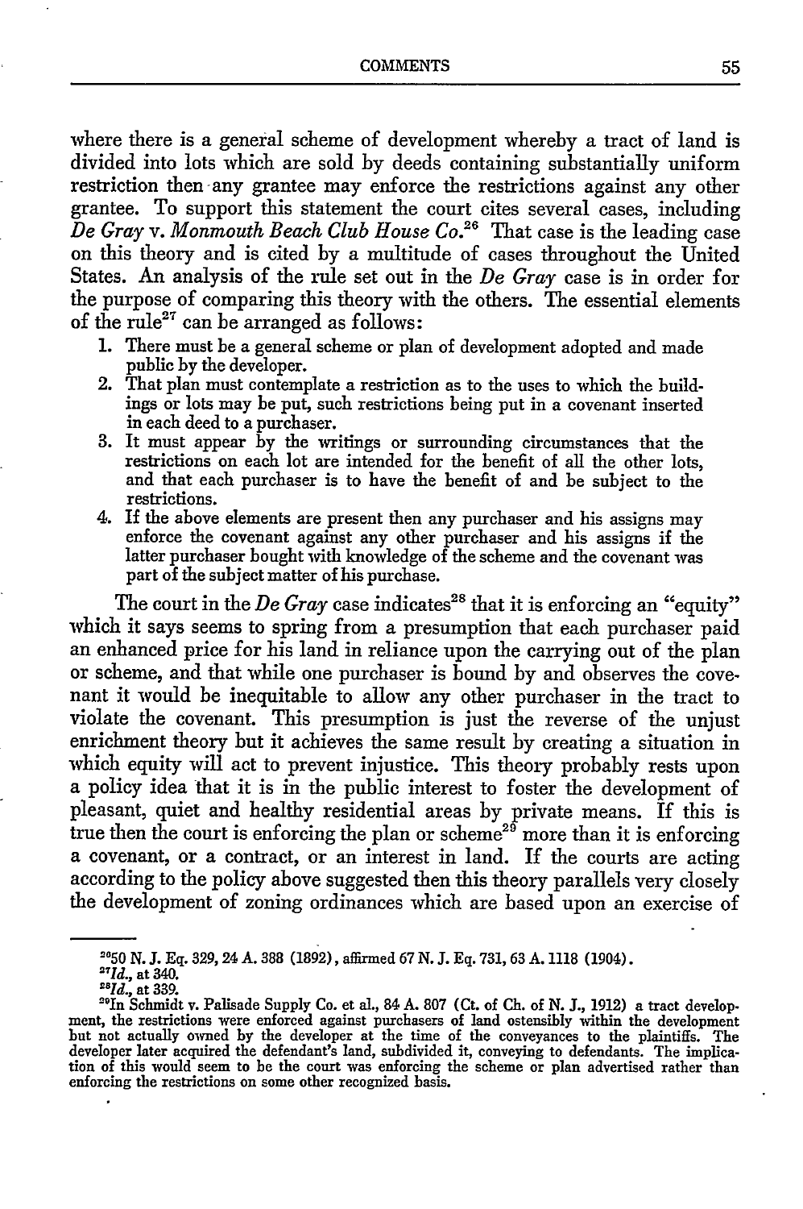where there is a general scheme of development whereby a tract of land is divided into lots which are sold by deeds containing substantially uniform restriction then any grantee may enforce the restrictions against any other grantee. To support this statement the court cites several cases, including *De Gray* v. *Monmouth Beach Club House Co.*[26] That case is the leading case on this theory and is cited by a multitude of cases throughout the United States. An analysis of the rule set out in the *De Gray* case is in order for the purpose of comparing this theory with the others. The essential elements of the rule[27] can be arranged as follows:

1. There must be a general scheme or plan of development adopted and made public by the developer.
2. That plan must contemplate a restriction as to the uses to which the buildings or lots may be put, such restrictions being put in a covenant inserted in each deed to a purchaser.
3. It must appear by the writings or surrounding circumstances that the restrictions on each lot are intended for the benefit of all the other lots, and that each purchaser is to have the benefit of and be subject to the restrictions.
4. If the above elements are present then any purchaser and his assigns may enforce the covenant against any other purchaser and his assigns if the latter purchaser bought with knowledge of the scheme and the covenant was part of the subject matter of his purchase.

The court in the *De Gray* case indicates[28] that it is enforcing an "equity" which it says seems to spring from a presumption that each purchaser paid an enhanced price for his land in reliance upon the carrying out of the plan or scheme, and that while one purchaser is bound by and observes the covenant it would be inequitable to allow any other purchaser in the tract to violate the covenant. This presumption is just the reverse of the unjust enrichment theory but it achieves the same result by creating a situation in which equity will act to prevent injustice. This theory probably rests upon a policy idea that it is in the public interest to foster the development of pleasant, quiet and healthy residential areas by private means. If this is true then the court is enforcing the plan or scheme[29] more than it is enforcing a covenant, or a contract, or an interest in land. If the courts are acting according to the policy above suggested then this theory parallels very closely the development of zoning ordinances which are based upon an exercise of

---

[26] 50 N. J. Eq. 329, 24 A. 388 (1892), affirmed 67 N. J. Eq. 731, 63 A. 1118 (1904).

[27] *Id.*, at 340.

[28] *Id.*, at 339.

[29] In Schmidt v. Palisade Supply Co. et al., 84 A. 807 (Ct. of Ch. of N. J., 1912) a tract development, the restrictions were enforced against purchasers of land ostensibly within the development but not actually owned by the developer at the time of the conveyances to the plaintiffs. The developer later acquired the defendant's land, subdivided it, conveying to defendants. The implication of this would seem to be the court was enforcing the scheme or plan advertised rather than enforcing the restrictions on some other recognized basis.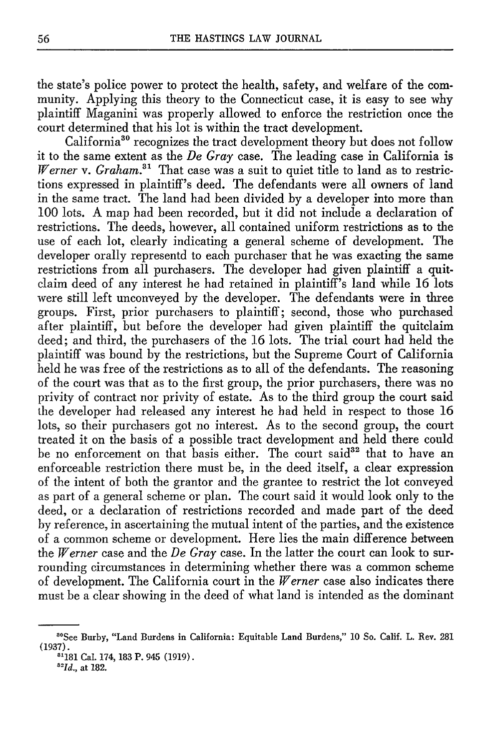the state's police power to protect the health, safety, and welfare of the community. Applying this theory to the Connecticut case, it is easy to see why plaintiff Maganini was properly allowed to enforce the restriction once the court determined that his lot is within the tract development.

California[30] recognizes the tract development theory but does not follow it to the same extent as the *De Gray* case. The leading case in California is *Werner* v. *Graham*.[31] That case was a suit to quiet title to land as to restrictions expressed in plaintiff's deed. The defendants were all owners of land in the same tract. The land had been divided by a developer into more than 100 lots. A map had been recorded, but it did not include a declaration of restrictions. The deeds, however, all contained uniform restrictions as to the use of each lot, clearly indicating a general scheme of development. The developer orally representd to each purchaser that he was exacting the same restrictions from all purchasers. The developer had given plaintiff a quitclaim deed of any interest he had retained in plaintiff's land while 16 lots were still left unconveyed by the developer. The defendants were in three groups. First, prior purchasers to plaintiff; second, those who purchased after plaintiff, but before the developer had given plaintiff the quitclaim deed; and third, the purchasers of the 16 lots. The trial court had held the plaintiff was bound by the restrictions, but the Supreme Court of California held he was free of the restrictions as to all of the defendants. The reasoning of the court was that as to the first group, the prior purchasers, there was no privity of contract nor privity of estate. As to the third group the court said the developer had released any interest he had held in respect to those 16 lots, so their purchasers got no interest. As to the second group, the court treated it on the basis of a possible tract development and held there could be no enforcement on that basis either. The court said[32] that to have an enforceable restriction there must be, in the deed itself, a clear expression of the intent of both the grantor and the grantee to restrict the lot conveyed as part of a general scheme or plan. The court said it would look only to the deed, or a declaration of restrictions recorded and made part of the deed by reference, in ascertaining the mutual intent of the parties, and the existence of a common scheme or development. Here lies the main difference between the *Werner* case and the *De Gray* case. In the latter the court can look to surrounding circumstances in determining whether there was a common scheme of development. The California court in the *Werner* case also indicates there must be a clear showing in the deed of what land is intended as the dominant

---

[30] See Burby, "Land Burdens in California: Equitable Land Burdens," 10 So. Calif. L. Rev. 281 (1937).

[31] 181 Cal. 174, 183 P. 945 (1919).

[32] *Id.*, at 182.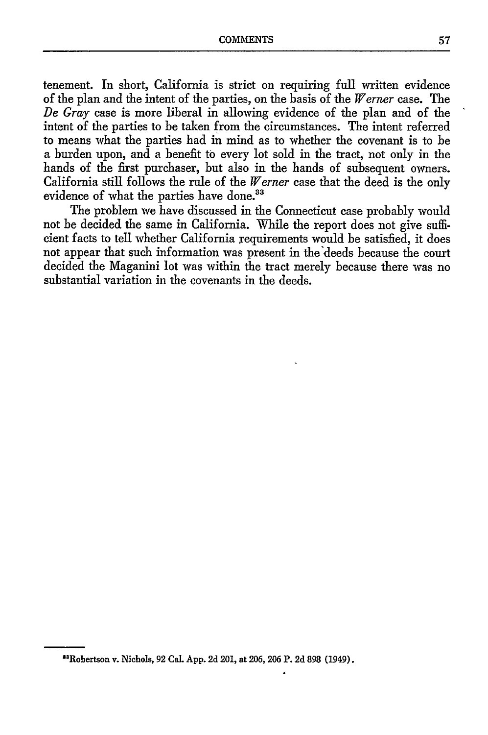tenement. In short, California is strict on requiring full written evidence of the plan and the intent of the parties, on the basis of the *Werner* case. The *De Gray* case is more liberal in allowing evidence of the plan and of the intent of the parties to be taken from the circumstances. The intent referred to means what the parties had in mind as to whether the covenant is to be a burden upon, and a benefit to every lot sold in the tract, not only in the hands of the first purchaser, but also in the hands of subsequent owners. California still follows the rule of the *Werner* case that the deed is the only evidence of what the parties have done.[33]

The problem we have discussed in the Connecticut case probably would not be decided the same in California. While the report does not give sufficient facts to tell whether California requirements would be satisfied, it does not appear that such information was present in the deeds because the court decided the Maganini lot was within the tract merely because there was no substantial variation in the covenants in the deeds.

---

[33] Robertson v. Nichols, 92 Cal. App. 2d 201, at 206, 206 P. 2d 898 (1949).